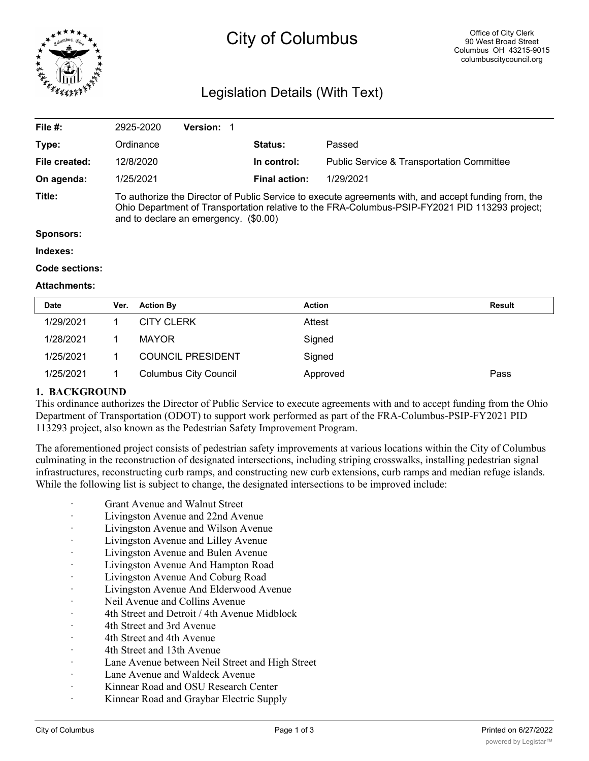# City of Columbus

Office of City Clerk
90 West Broad Street
Columbus OH 43215-9015
columbuscitycouncil.org

## Legislation Details (With Text)

| | | | |
|---|---|---|---|
| **File #:** | 2925-2020 **Version:** 1 | | |
| **Type:** | Ordinance | **Status:** | Passed |
| **File created:** | 12/8/2020 | **In control:** | Public Service & Transportation Committee |
| **On agenda:** | 1/25/2021 | **Final action:** | 1/29/2021 |

**Title:** To authorize the Director of Public Service to execute agreements with, and accept funding from, the Ohio Department of Transportation relative to the FRA-Columbus-PSIP-FY2021 PID 113293 project; and to declare an emergency. ($0.00)

**Sponsors:**

**Indexes:**

**Code sections:**

**Attachments:**

| Date | Ver. | Action By | Action | Result |
|---|---|---|---|---|
| 1/29/2021 | 1 | CITY CLERK | Attest | |
| 1/28/2021 | 1 | MAYOR | Signed | |
| 1/25/2021 | 1 | COUNCIL PRESIDENT | Signed | |
| 1/25/2021 | 1 | Columbus City Council | Approved | Pass |

**1. BACKGROUND**

This ordinance authorizes the Director of Public Service to execute agreements with and to accept funding from the Ohio Department of Transportation (ODOT) to support work performed as part of the FRA-Columbus-PSIP-FY2021 PID 113293 project, also known as the Pedestrian Safety Improvement Program.

The aforementioned project consists of pedestrian safety improvements at various locations within the City of Columbus culminating in the reconstruction of designated intersections, including striping crosswalks, installing pedestrian signal infrastructures, reconstructing curb ramps, and constructing new curb extensions, curb ramps and median refuge islands. While the following list is subject to change, the designated intersections to be improved include:

- Grant Avenue and Walnut Street
- Livingston Avenue and 22nd Avenue
- Livingston Avenue and Wilson Avenue
- Livingston Avenue and Lilley Avenue
- Livingston Avenue and Bulen Avenue
- Livingston Avenue And Hampton Road
- Livingston Avenue And Coburg Road
- Livingston Avenue And Elderwood Avenue
- Neil Avenue and Collins Avenue
- 4th Street and Detroit / 4th Avenue Midblock
- 4th Street and 3rd Avenue
- 4th Street and 4th Avenue
- 4th Street and 13th Avenue
- Lane Avenue between Neil Street and High Street
- Lane Avenue and Waldeck Avenue
- Kinnear Road and OSU Research Center
- Kinnear Road and Graybar Electric Supply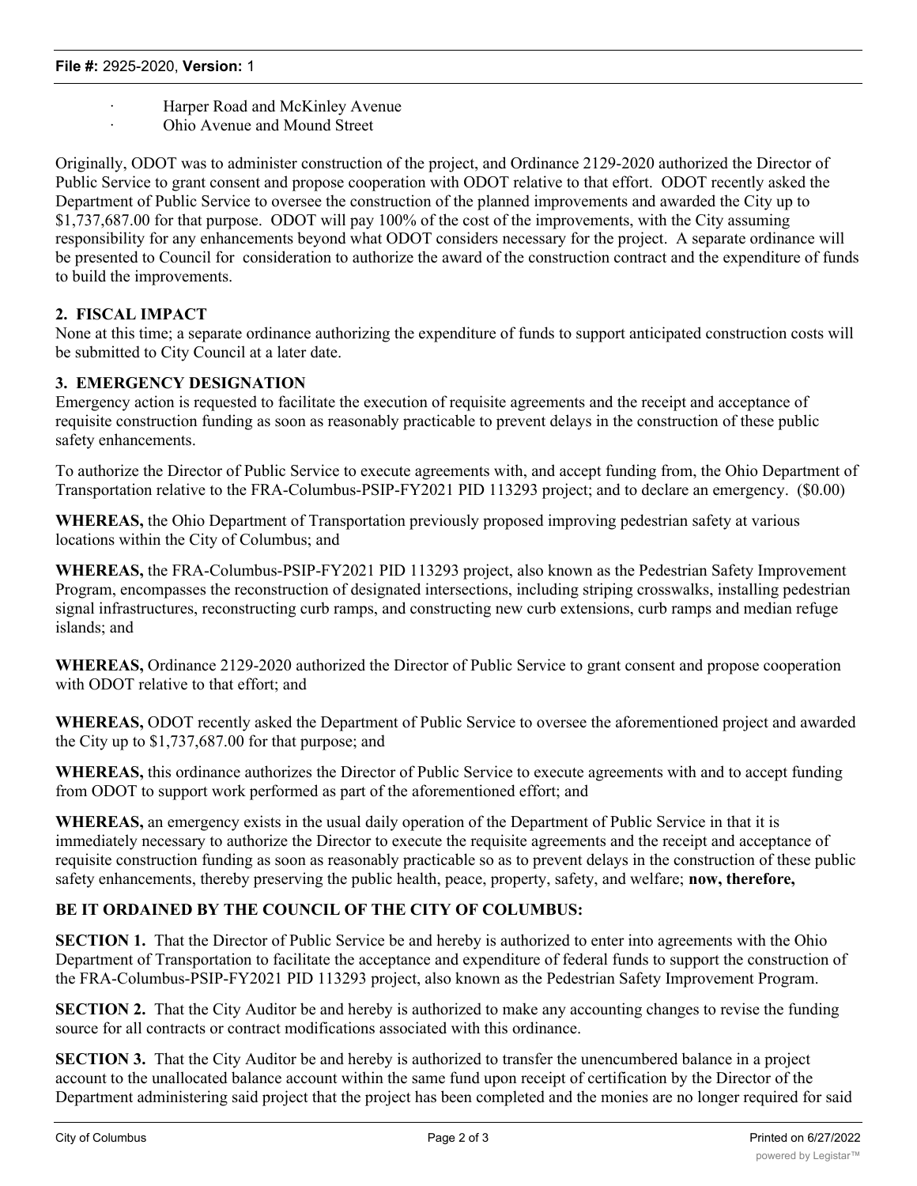- Harper Road and McKinley Avenue
- Ohio Avenue and Mound Street

Originally, ODOT was to administer construction of the project, and Ordinance 2129-2020 authorized the Director of Public Service to grant consent and propose cooperation with ODOT relative to that effort. ODOT recently asked the Department of Public Service to oversee the construction of the planned improvements and awarded the City up to $1,737,687.00 for that purpose. ODOT will pay 100% of the cost of the improvements, with the City assuming responsibility for any enhancements beyond what ODOT considers necessary for the project. A separate ordinance will be presented to Council for consideration to authorize the award of the construction contract and the expenditure of funds to build the improvements.

**2. FISCAL IMPACT**

None at this time; a separate ordinance authorizing the expenditure of funds to support anticipated construction costs will be submitted to City Council at a later date.

**3. EMERGENCY DESIGNATION**

Emergency action is requested to facilitate the execution of requisite agreements and the receipt and acceptance of requisite construction funding as soon as reasonably practicable to prevent delays in the construction of these public safety enhancements.

To authorize the Director of Public Service to execute agreements with, and accept funding from, the Ohio Department of Transportation relative to the FRA-Columbus-PSIP-FY2021 PID 113293 project; and to declare an emergency. ($0.00)

**WHEREAS,** the Ohio Department of Transportation previously proposed improving pedestrian safety at various locations within the City of Columbus; and

**WHEREAS,** the FRA-Columbus-PSIP-FY2021 PID 113293 project, also known as the Pedestrian Safety Improvement Program, encompasses the reconstruction of designated intersections, including striping crosswalks, installing pedestrian signal infrastructures, reconstructing curb ramps, and constructing new curb extensions, curb ramps and median refuge islands; and

**WHEREAS,** Ordinance 2129-2020 authorized the Director of Public Service to grant consent and propose cooperation with ODOT relative to that effort; and

**WHEREAS,** ODOT recently asked the Department of Public Service to oversee the aforementioned project and awarded the City up to $1,737,687.00 for that purpose; and

**WHEREAS,** this ordinance authorizes the Director of Public Service to execute agreements with and to accept funding from ODOT to support work performed as part of the aforementioned effort; and

**WHEREAS,** an emergency exists in the usual daily operation of the Department of Public Service in that it is immediately necessary to authorize the Director to execute the requisite agreements and the receipt and acceptance of requisite construction funding as soon as reasonably practicable so as to prevent delays in the construction of these public safety enhancements, thereby preserving the public health, peace, property, safety, and welfare; **now, therefore,**

**BE IT ORDAINED BY THE COUNCIL OF THE CITY OF COLUMBUS:**

**SECTION 1.** That the Director of Public Service be and hereby is authorized to enter into agreements with the Ohio Department of Transportation to facilitate the acceptance and expenditure of federal funds to support the construction of the FRA-Columbus-PSIP-FY2021 PID 113293 project, also known as the Pedestrian Safety Improvement Program.

**SECTION 2.** That the City Auditor be and hereby is authorized to make any accounting changes to revise the funding source for all contracts or contract modifications associated with this ordinance.

**SECTION 3.** That the City Auditor be and hereby is authorized to transfer the unencumbered balance in a project account to the unallocated balance account within the same fund upon receipt of certification by the Director of the Department administering said project that the project has been completed and the monies are no longer required for said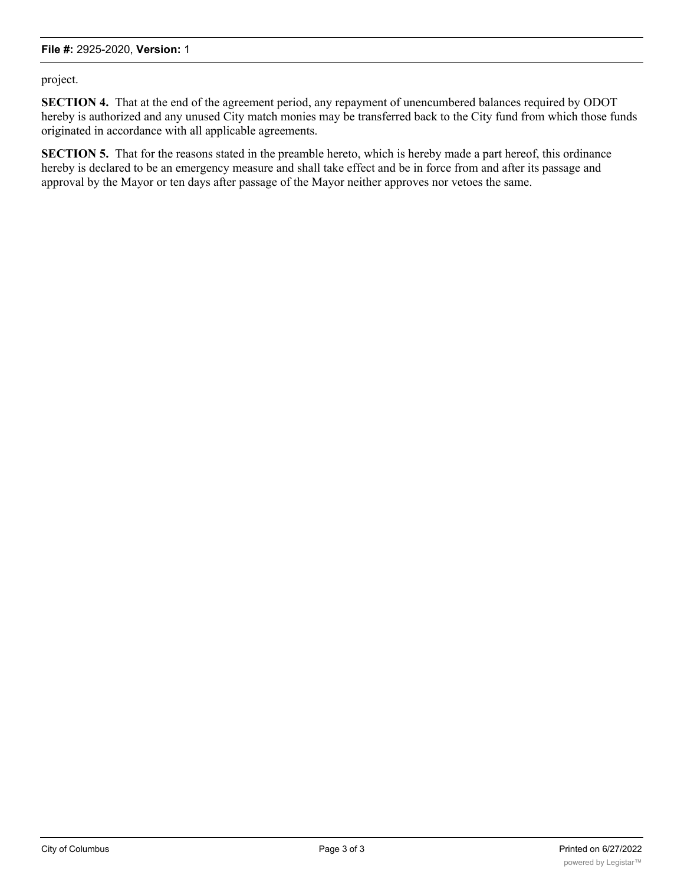project.

**SECTION 4.** That at the end of the agreement period, any repayment of unencumbered balances required by ODOT hereby is authorized and any unused City match monies may be transferred back to the City fund from which those funds originated in accordance with all applicable agreements.

**SECTION 5.** That for the reasons stated in the preamble hereto, which is hereby made a part hereof, this ordinance hereby is declared to be an emergency measure and shall take effect and be in force from and after its passage and approval by the Mayor or ten days after passage of the Mayor neither approves nor vetoes the same.